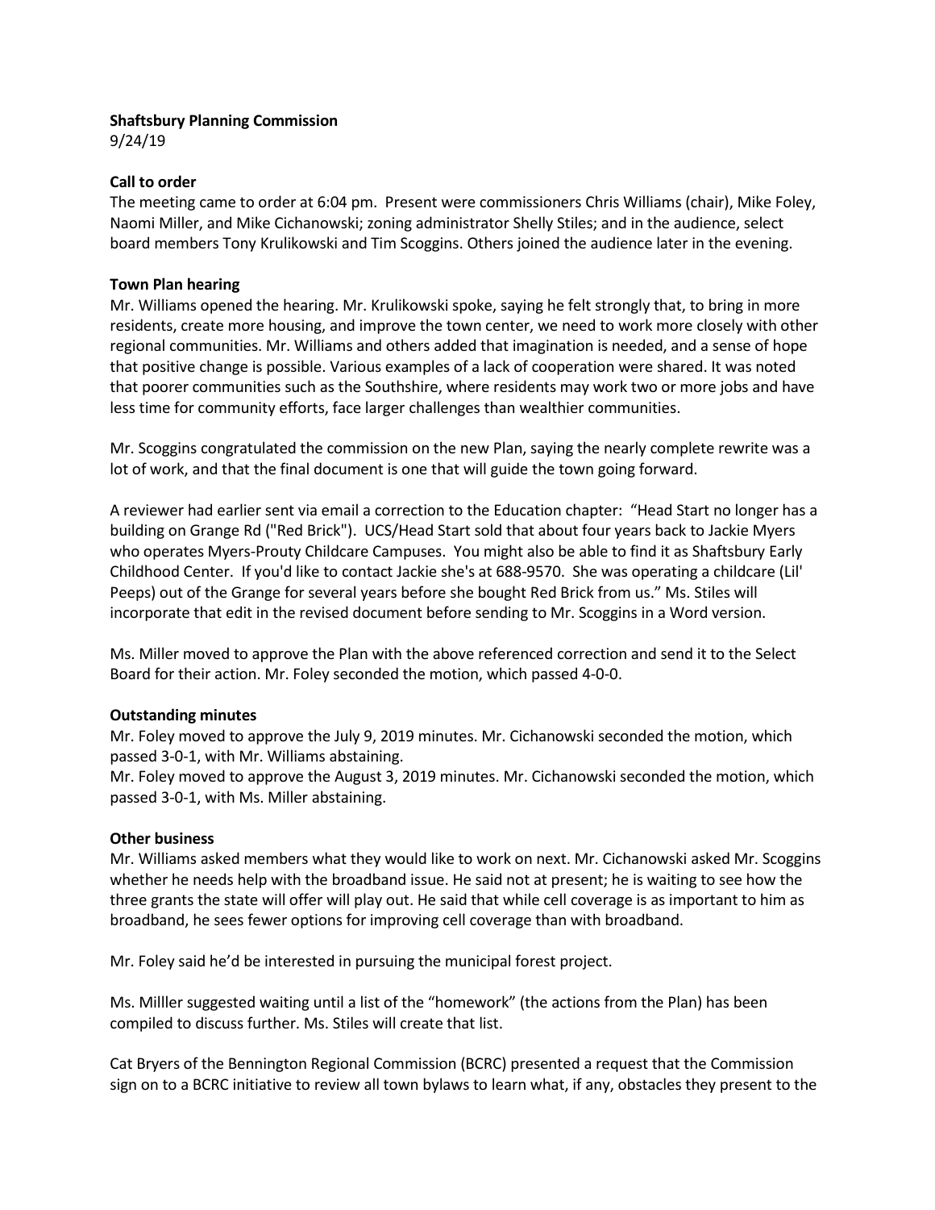**Shaftsbury Planning Commission**
9/24/19

**Call to order**
The meeting came to order at 6:04 pm. Present were commissioners Chris Williams (chair), Mike Foley, Naomi Miller, and Mike Cichanowski; zoning administrator Shelly Stiles; and in the audience, select board members Tony Krulikowski and Tim Scoggins. Others joined the audience later in the evening.

**Town Plan hearing**
Mr. Williams opened the hearing. Mr. Krulikowski spoke, saying he felt strongly that, to bring in more residents, create more housing, and improve the town center, we need to work more closely with other regional communities. Mr. Williams and others added that imagination is needed, and a sense of hope that positive change is possible. Various examples of a lack of cooperation were shared. It was noted that poorer communities such as the Southshire, where residents may work two or more jobs and have less time for community efforts, face larger challenges than wealthier communities.

Mr. Scoggins congratulated the commission on the new Plan, saying the nearly complete rewrite was a lot of work, and that the final document is one that will guide the town going forward.

A reviewer had earlier sent via email a correction to the Education chapter: "Head Start no longer has a building on Grange Rd ("Red Brick"). UCS/Head Start sold that about four years back to Jackie Myers who operates Myers-Prouty Childcare Campuses. You might also be able to find it as Shaftsbury Early Childhood Center. If you'd like to contact Jackie she's at 688-9570. She was operating a childcare (Lil' Peeps) out of the Grange for several years before she bought Red Brick from us." Ms. Stiles will incorporate that edit in the revised document before sending to Mr. Scoggins in a Word version.

Ms. Miller moved to approve the Plan with the above referenced correction and send it to the Select Board for their action. Mr. Foley seconded the motion, which passed 4-0-0.

**Outstanding minutes**
Mr. Foley moved to approve the July 9, 2019 minutes. Mr. Cichanowski seconded the motion, which passed 3-0-1, with Mr. Williams abstaining.
Mr. Foley moved to approve the August 3, 2019 minutes. Mr. Cichanowski seconded the motion, which passed 3-0-1, with Ms. Miller abstaining.

**Other business**
Mr. Williams asked members what they would like to work on next. Mr. Cichanowski asked Mr. Scoggins whether he needs help with the broadband issue. He said not at present; he is waiting to see how the three grants the state will offer will play out. He said that while cell coverage is as important to him as broadband, he sees fewer options for improving cell coverage than with broadband.

Mr. Foley said he'd be interested in pursuing the municipal forest project.

Ms. Milller suggested waiting until a list of the "homework" (the actions from the Plan) has been compiled to discuss further. Ms. Stiles will create that list.

Cat Bryers of the Bennington Regional Commission (BCRC) presented a request that the Commission sign on to a BCRC initiative to review all town bylaws to learn what, if any, obstacles they present to the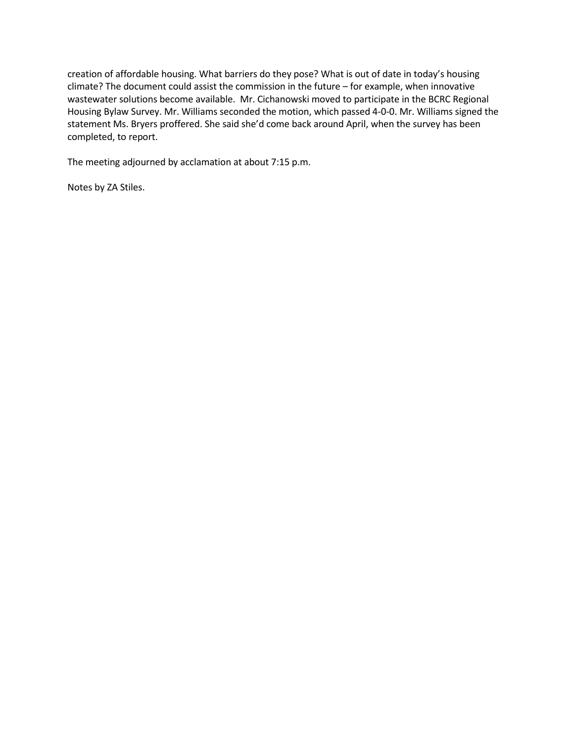creation of affordable housing. What barriers do they pose? What is out of date in today's housing climate? The document could assist the commission in the future – for example, when innovative wastewater solutions become available. Mr. Cichanowski moved to participate in the BCRC Regional Housing Bylaw Survey. Mr. Williams seconded the motion, which passed 4-0-0. Mr. Williams signed the statement Ms. Bryers proffered. She said she'd come back around April, when the survey has been completed, to report.

The meeting adjourned by acclamation at about 7:15 p.m.

Notes by ZA Stiles.